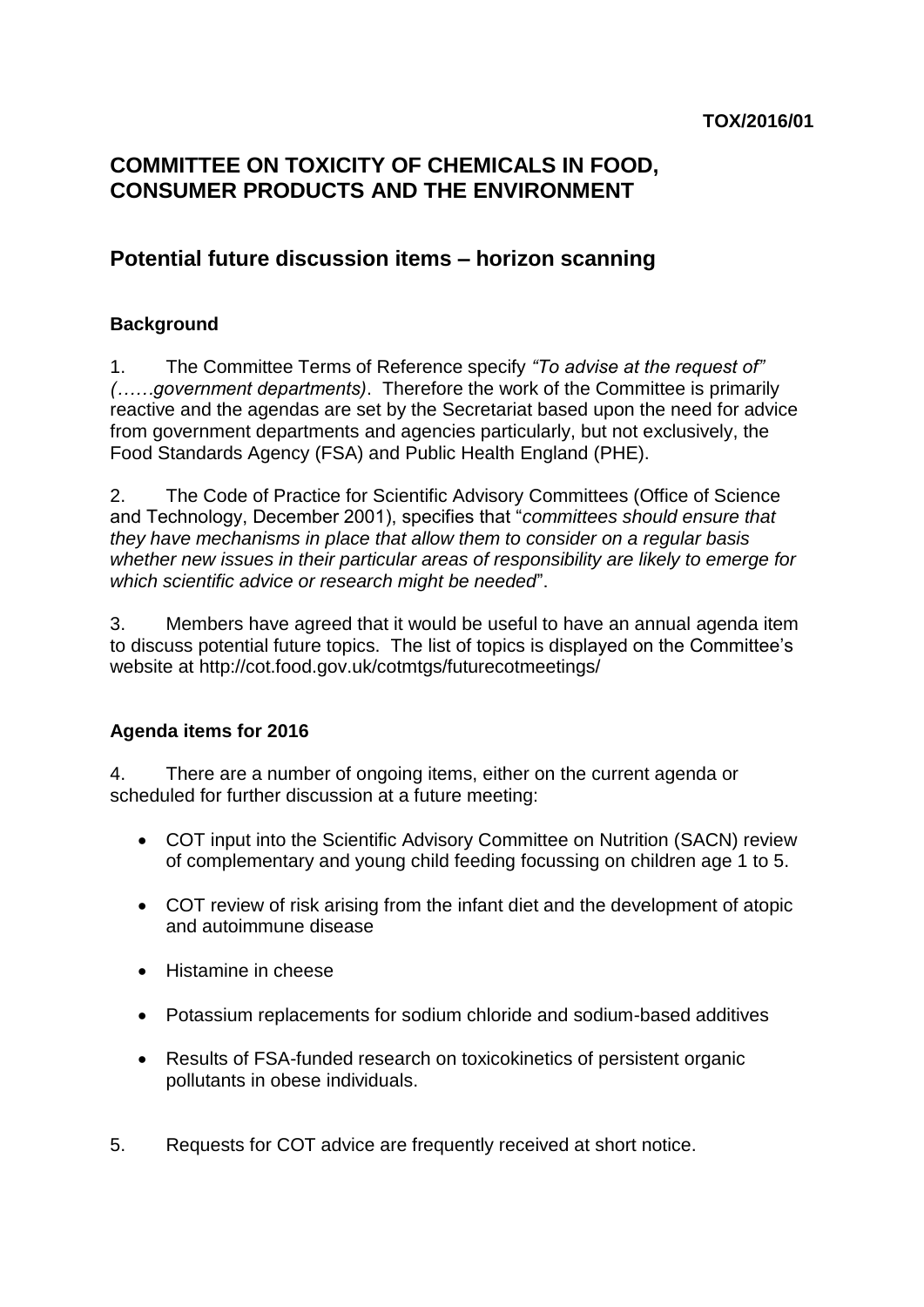**TOX/2016/01**

# COMMITTEE ON TOXICITY OF CHEMICALS IN FOOD, CONSUMER PRODUCTS AND THE ENVIRONMENT

## Potential future discussion items – horizon scanning

### Background

1. The Committee Terms of Reference specify *"To advise at the request of" (……government departments)*. Therefore the work of the Committee is primarily reactive and the agendas are set by the Secretariat based upon the need for advice from government departments and agencies particularly, but not exclusively, the Food Standards Agency (FSA) and Public Health England (PHE).

2. The Code of Practice for Scientific Advisory Committees (Office of Science and Technology, December 2001), specifies that "*committees should ensure that they have mechanisms in place that allow them to consider on a regular basis whether new issues in their particular areas of responsibility are likely to emerge for which scientific advice or research might be needed*".

3. Members have agreed that it would be useful to have an annual agenda item to discuss potential future topics. The list of topics is displayed on the Committee's website at http://cot.food.gov.uk/cotmtgs/futurecotmeetings/

### Agenda items for 2016

4. There are a number of ongoing items, either on the current agenda or scheduled for further discussion at a future meeting:

- COT input into the Scientific Advisory Committee on Nutrition (SACN) review of complementary and young child feeding focussing on children age 1 to 5.
- COT review of risk arising from the infant diet and the development of atopic and autoimmune disease
- Histamine in cheese
- Potassium replacements for sodium chloride and sodium-based additives
- Results of FSA-funded research on toxicokinetics of persistent organic pollutants in obese individuals.

5. Requests for COT advice are frequently received at short notice.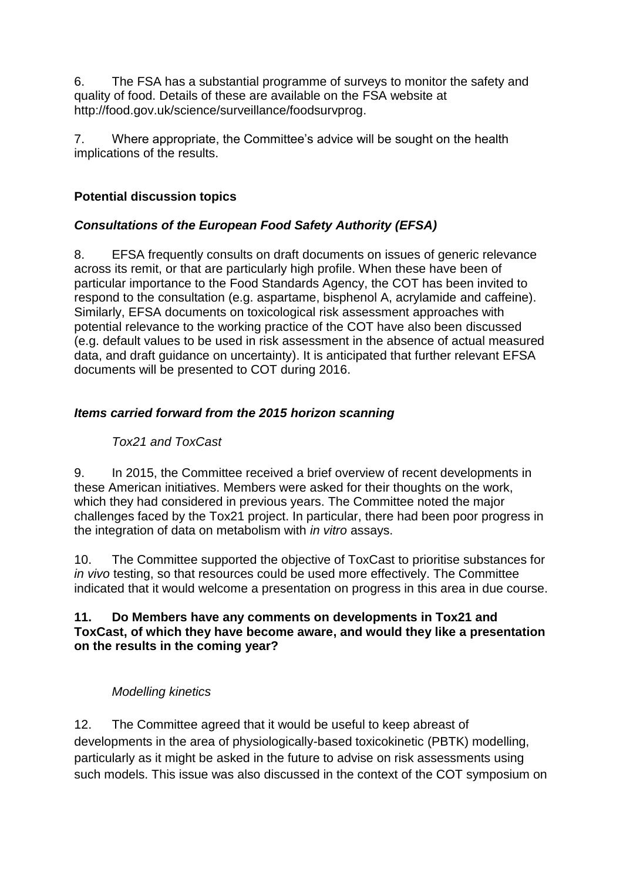6. The FSA has a substantial programme of surveys to monitor the safety and quality of food. Details of these are available on the FSA website at http://food.gov.uk/science/surveillance/foodsurvprog.

7. Where appropriate, the Committee's advice will be sought on the health implications of the results.

## Potential discussion topics

### *Consultations of the European Food Safety Authority (EFSA)*

8. EFSA frequently consults on draft documents on issues of generic relevance across its remit, or that are particularly high profile. When these have been of particular importance to the Food Standards Agency, the COT has been invited to respond to the consultation (e.g. aspartame, bisphenol A, acrylamide and caffeine). Similarly, EFSA documents on toxicological risk assessment approaches with potential relevance to the working practice of the COT have also been discussed (e.g. default values to be used in risk assessment in the absence of actual measured data, and draft guidance on uncertainty). It is anticipated that further relevant EFSA documents will be presented to COT during 2016.

### *Items carried forward from the 2015 horizon scanning*

#### *Tox21 and ToxCast*

9. In 2015, the Committee received a brief overview of recent developments in these American initiatives. Members were asked for their thoughts on the work, which they had considered in previous years. The Committee noted the major challenges faced by the Tox21 project. In particular, there had been poor progress in the integration of data on metabolism with *in vitro* assays.

10. The Committee supported the objective of ToxCast to prioritise substances for *in vivo* testing, so that resources could be used more effectively. The Committee indicated that it would welcome a presentation on progress in this area in due course.

**11. Do Members have any comments on developments in Tox21 and ToxCast, of which they have become aware, and would they like a presentation on the results in the coming year?**

#### *Modelling kinetics*

12. The Committee agreed that it would be useful to keep abreast of developments in the area of physiologically-based toxicokinetic (PBTK) modelling, particularly as it might be asked in the future to advise on risk assessments using such models. This issue was also discussed in the context of the COT symposium on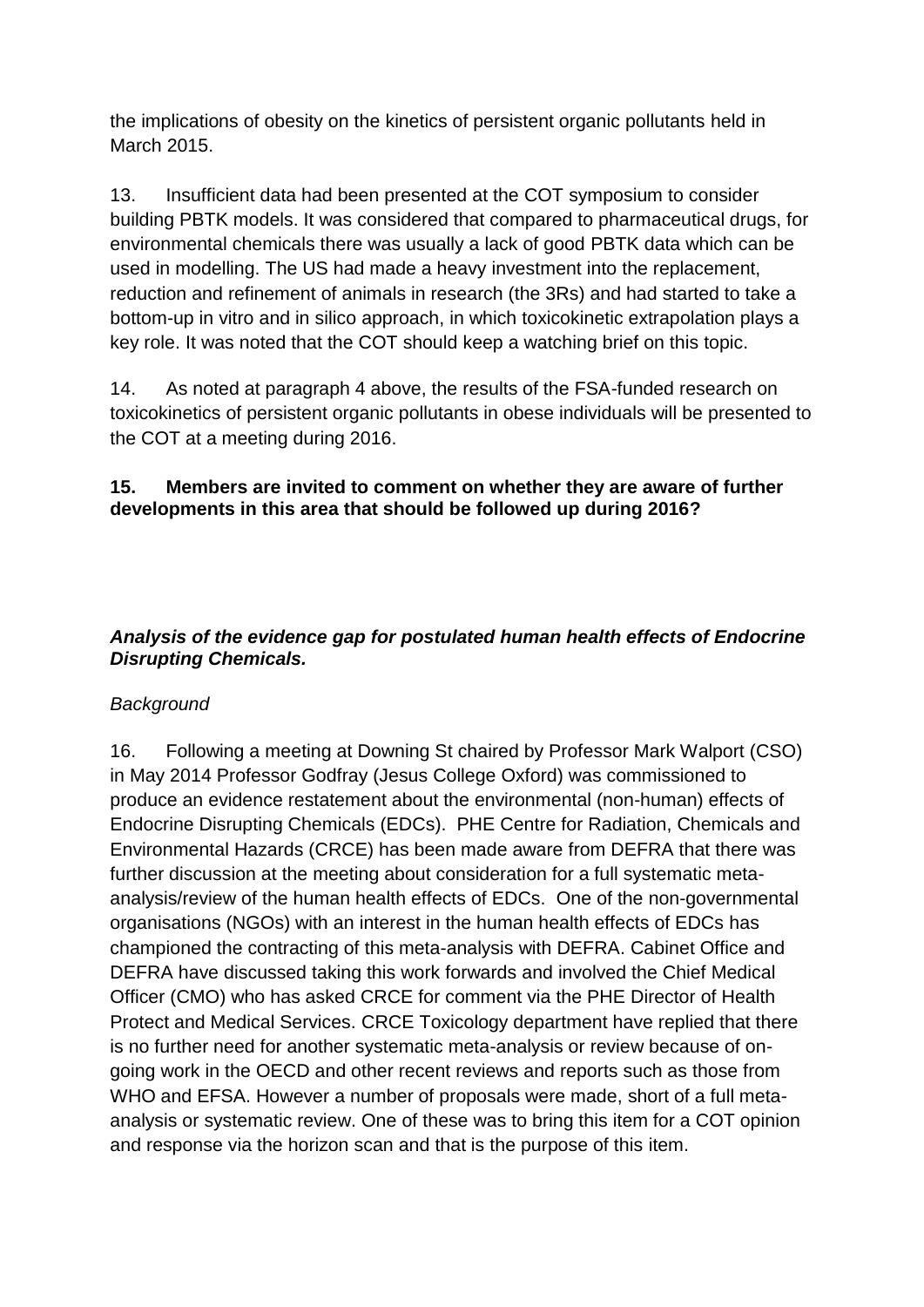the implications of obesity on the kinetics of persistent organic pollutants held in March 2015.

13. Insufficient data had been presented at the COT symposium to consider building PBTK models. It was considered that compared to pharmaceutical drugs, for environmental chemicals there was usually a lack of good PBTK data which can be used in modelling. The US had made a heavy investment into the replacement, reduction and refinement of animals in research (the 3Rs) and had started to take a bottom-up in vitro and in silico approach, in which toxicokinetic extrapolation plays a key role. It was noted that the COT should keep a watching brief on this topic.

14. As noted at paragraph 4 above, the results of the FSA-funded research on toxicokinetics of persistent organic pollutants in obese individuals will be presented to the COT at a meeting during 2016.

**15. Members are invited to comment on whether they are aware of further developments in this area that should be followed up during 2016?**

***Analysis of the evidence gap for postulated human health effects of Endocrine Disrupting Chemicals.***

*Background*

16. Following a meeting at Downing St chaired by Professor Mark Walport (CSO) in May 2014 Professor Godfray (Jesus College Oxford) was commissioned to produce an evidence restatement about the environmental (non-human) effects of Endocrine Disrupting Chemicals (EDCs). PHE Centre for Radiation, Chemicals and Environmental Hazards (CRCE) has been made aware from DEFRA that there was further discussion at the meeting about consideration for a full systematic meta-analysis/review of the human health effects of EDCs. One of the non-governmental organisations (NGOs) with an interest in the human health effects of EDCs has championed the contracting of this meta-analysis with DEFRA. Cabinet Office and DEFRA have discussed taking this work forwards and involved the Chief Medical Officer (CMO) who has asked CRCE for comment via the PHE Director of Health Protect and Medical Services. CRCE Toxicology department have replied that there is no further need for another systematic meta-analysis or review because of on-going work in the OECD and other recent reviews and reports such as those from WHO and EFSA. However a number of proposals were made, short of a full meta-analysis or systematic review. One of these was to bring this item for a COT opinion and response via the horizon scan and that is the purpose of this item.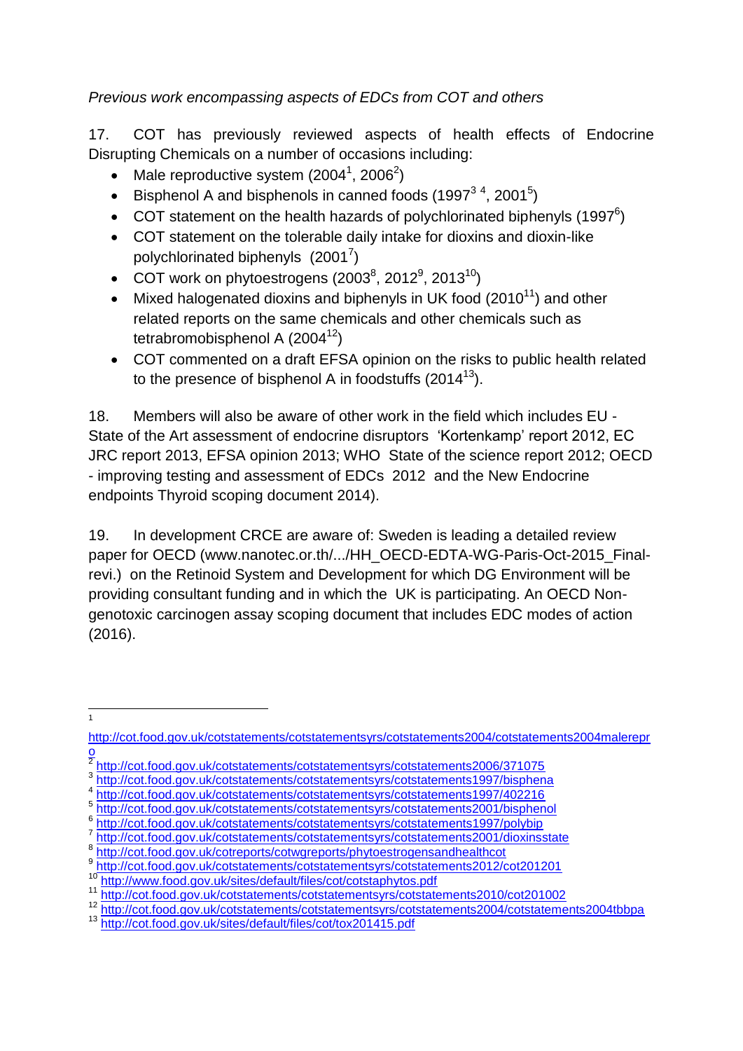*Previous work encompassing aspects of EDCs from COT and others*

17. COT has previously reviewed aspects of health effects of Endocrine Disrupting Chemicals on a number of occasions including:

- Male reproductive system (2004[1], 2006[2])
- Bisphenol A and bisphenols in canned foods (1997[3] [4], 2001[5])
- COT statement on the health hazards of polychlorinated biphenyls (1997[6])
- COT statement on the tolerable daily intake for dioxins and dioxin-like polychlorinated biphenyls (2001[7])
- COT work on phytoestrogens (2003[8], 2012[9], 2013[10])
- Mixed halogenated dioxins and biphenyls in UK food (2010[11]) and other related reports on the same chemicals and other chemicals such as tetrabromobisphenol A (2004[12])
- COT commented on a draft EFSA opinion on the risks to public health related to the presence of bisphenol A in foodstuffs (2014[13]).

18. Members will also be aware of other work in the field which includes EU - State of the Art assessment of endocrine disruptors 'Kortenkamp' report 2012, EC JRC report 2013, EFSA opinion 2013; WHO State of the science report 2012; OECD - improving testing and assessment of EDCs 2012 and the New Endocrine endpoints Thyroid scoping document 2014).

19. In development CRCE are aware of: Sweden is leading a detailed review paper for OECD (www.nanotec.or.th/.../HH_OECD-EDTA-WG-Paris-Oct-2015_Final-revi.) on the Retinoid System and Development for which DG Environment will be providing consultant funding and in which the UK is participating. An OECD Non-genotoxic carcinogen assay scoping document that includes EDC modes of action (2016).

---

[1] http://cot.food.gov.uk/cotstatements/cotstatementsyrs/cotstatements2004/cotstatements2004malerepro

[2] http://cot.food.gov.uk/cotstatements/cotstatementsyrs/cotstatements2006/371075

[3] http://cot.food.gov.uk/cotstatements/cotstatementsyrs/cotstatements1997/bisphena

[4] http://cot.food.gov.uk/cotstatements/cotstatementsyrs/cotstatements1997/402216

[5] http://cot.food.gov.uk/cotstatements/cotstatementsyrs/cotstatements2001/bisphenol

[6] http://cot.food.gov.uk/cotstatements/cotstatementsyrs/cotstatements1997/polybip

[7] http://cot.food.gov.uk/cotstatements/cotstatementsyrs/cotstatements2001/dioxinsstate

[8] http://cot.food.gov.uk/cotreports/cotwgreports/phytoestrogensandhealthcot

[9] http://cot.food.gov.uk/cotstatements/cotstatementsyrs/cotstatements2012/cot201201

[10] http://www.food.gov.uk/sites/default/files/cot/cotstaphytos.pdf

[11] http://cot.food.gov.uk/cotstatements/cotstatementsyrs/cotstatements2010/cot201002

[12] http://cot.food.gov.uk/cotstatements/cotstatementsyrs/cotstatements2004/cotstatements2004tbbpa

[13] http://cot.food.gov.uk/sites/default/files/cot/tox201415.pdf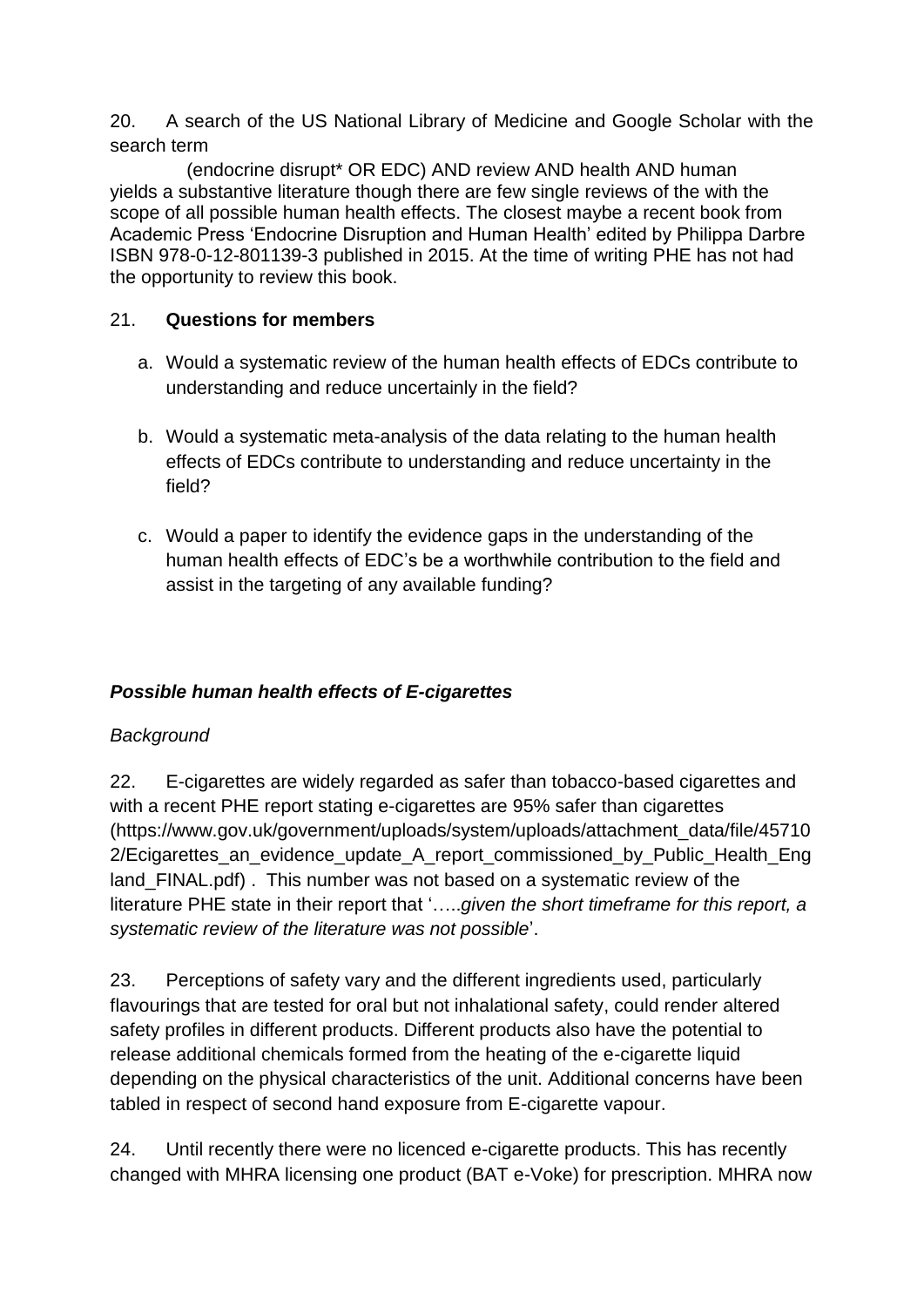20. A search of the US National Library of Medicine and Google Scholar with the search term

(endocrine disrupt* OR EDC) AND review AND health AND human

yields a substantive literature though there are few single reviews of the with the scope of all possible human health effects. The closest maybe a recent book from Academic Press 'Endocrine Disruption and Human Health' edited by Philippa Darbre ISBN 978-0-12-801139-3 published in 2015. At the time of writing PHE has not had the opportunity to review this book.

21. **Questions for members**

a. Would a systematic review of the human health effects of EDCs contribute to understanding and reduce uncertainly in the field?

b. Would a systematic meta-analysis of the data relating to the human health effects of EDCs contribute to understanding and reduce uncertainty in the field?

c. Would a paper to identify the evidence gaps in the understanding of the human health effects of EDC's be a worthwhile contribution to the field and assist in the targeting of any available funding?

***Possible human health effects of E-cigarettes***

*Background*

22. E-cigarettes are widely regarded as safer than tobacco-based cigarettes and with a recent PHE report stating e-cigarettes are 95% safer than cigarettes (https://www.gov.uk/government/uploads/system/uploads/attachment_data/file/457102/Ecigarettes_an_evidence_update_A_report_commissioned_by_Public_Health_England_FINAL.pdf) . This number was not based on a systematic review of the literature PHE state in their report that '…..*given the short timeframe for this report, a systematic review of the literature was not possible*'.

23. Perceptions of safety vary and the different ingredients used, particularly flavourings that are tested for oral but not inhalational safety, could render altered safety profiles in different products. Different products also have the potential to release additional chemicals formed from the heating of the e-cigarette liquid depending on the physical characteristics of the unit. Additional concerns have been tabled in respect of second hand exposure from E-cigarette vapour.

24. Until recently there were no licenced e-cigarette products. This has recently changed with MHRA licensing one product (BAT e-Voke) for prescription. MHRA now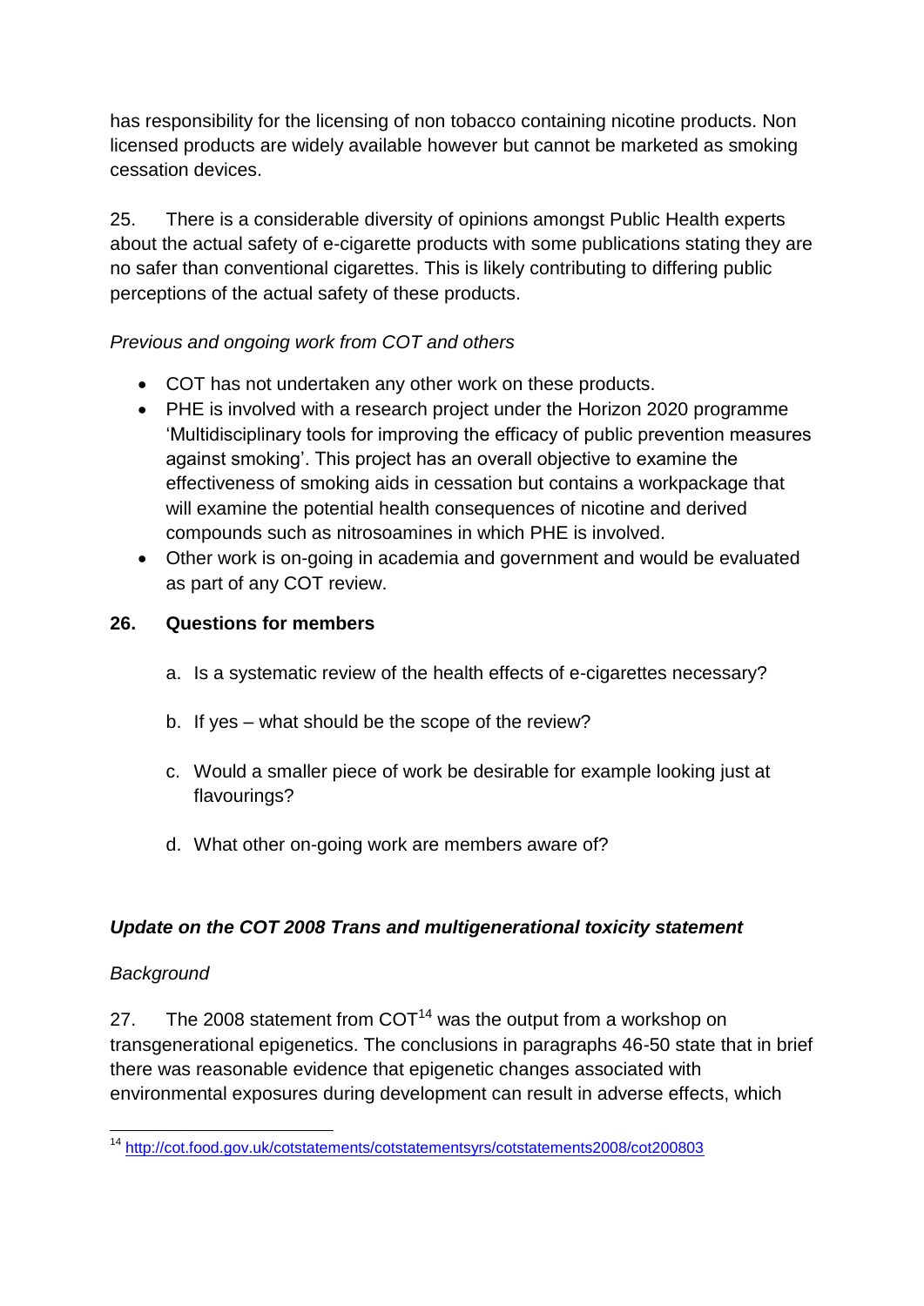has responsibility for the licensing of non tobacco containing nicotine products. Non licensed products are widely available however but cannot be marketed as smoking cessation devices.

25. There is a considerable diversity of opinions amongst Public Health experts about the actual safety of e-cigarette products with some publications stating they are no safer than conventional cigarettes. This is likely contributing to differing public perceptions of the actual safety of these products.

*Previous and ongoing work from COT and others*

- COT has not undertaken any other work on these products.
- PHE is involved with a research project under the Horizon 2020 programme 'Multidisciplinary tools for improving the efficacy of public prevention measures against smoking'. This project has an overall objective to examine the effectiveness of smoking aids in cessation but contains a workpackage that will examine the potential health consequences of nicotine and derived compounds such as nitrosoamines in which PHE is involved.
- Other work is on-going in academia and government and would be evaluated as part of any COT review.

**26. Questions for members**

a. Is a systematic review of the health effects of e-cigarettes necessary?

b. If yes – what should be the scope of the review?

c. Would a smaller piece of work be desirable for example looking just at flavourings?

d. What other on-going work are members aware of?

***Update on the COT 2008 Trans and multigenerational toxicity statement***

*Background*

27. The 2008 statement from COT[14] was the output from a workshop on transgenerational epigenetics. The conclusions in paragraphs 46-50 state that in brief there was reasonable evidence that epigenetic changes associated with environmental exposures during development can result in adverse effects, which

[14] http://cot.food.gov.uk/cotstatements/cotstatementsyrs/cotstatements2008/cot200803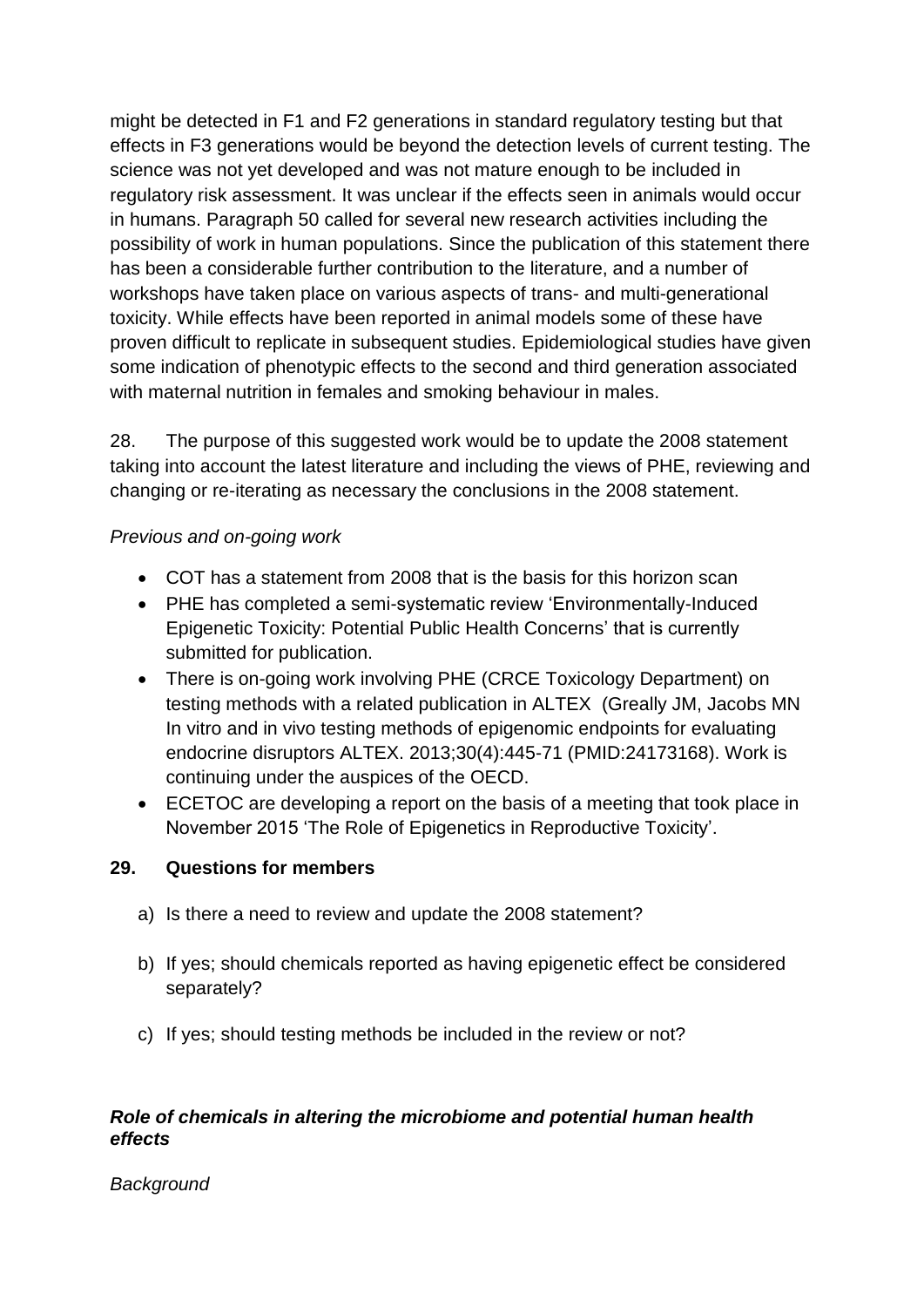might be detected in F1 and F2 generations in standard regulatory testing but that effects in F3 generations would be beyond the detection levels of current testing. The science was not yet developed and was not mature enough to be included in regulatory risk assessment. It was unclear if the effects seen in animals would occur in humans. Paragraph 50 called for several new research activities including the possibility of work in human populations. Since the publication of this statement there has been a considerable further contribution to the literature, and a number of workshops have taken place on various aspects of trans- and multi-generational toxicity. While effects have been reported in animal models some of these have proven difficult to replicate in subsequent studies. Epidemiological studies have given some indication of phenotypic effects to the second and third generation associated with maternal nutrition in females and smoking behaviour in males.

28. The purpose of this suggested work would be to update the 2008 statement taking into account the latest literature and including the views of PHE, reviewing and changing or re-iterating as necessary the conclusions in the 2008 statement.

*Previous and on-going work*

- COT has a statement from 2008 that is the basis for this horizon scan
- PHE has completed a semi-systematic review 'Environmentally-Induced Epigenetic Toxicity: Potential Public Health Concerns' that is currently submitted for publication.
- There is on-going work involving PHE (CRCE Toxicology Department) on testing methods with a related publication in ALTEX (Greally JM, Jacobs MN In vitro and in vivo testing methods of epigenomic endpoints for evaluating endocrine disruptors ALTEX. 2013;30(4):445-71 (PMID:24173168). Work is continuing under the auspices of the OECD.
- ECETOC are developing a report on the basis of a meeting that took place in November 2015 'The Role of Epigenetics in Reproductive Toxicity'.

**29. Questions for members**

a) Is there a need to review and update the 2008 statement?

b) If yes; should chemicals reported as having epigenetic effect be considered separately?

c) If yes; should testing methods be included in the review or not?

***Role of chemicals in altering the microbiome and potential human health effects***

*Background*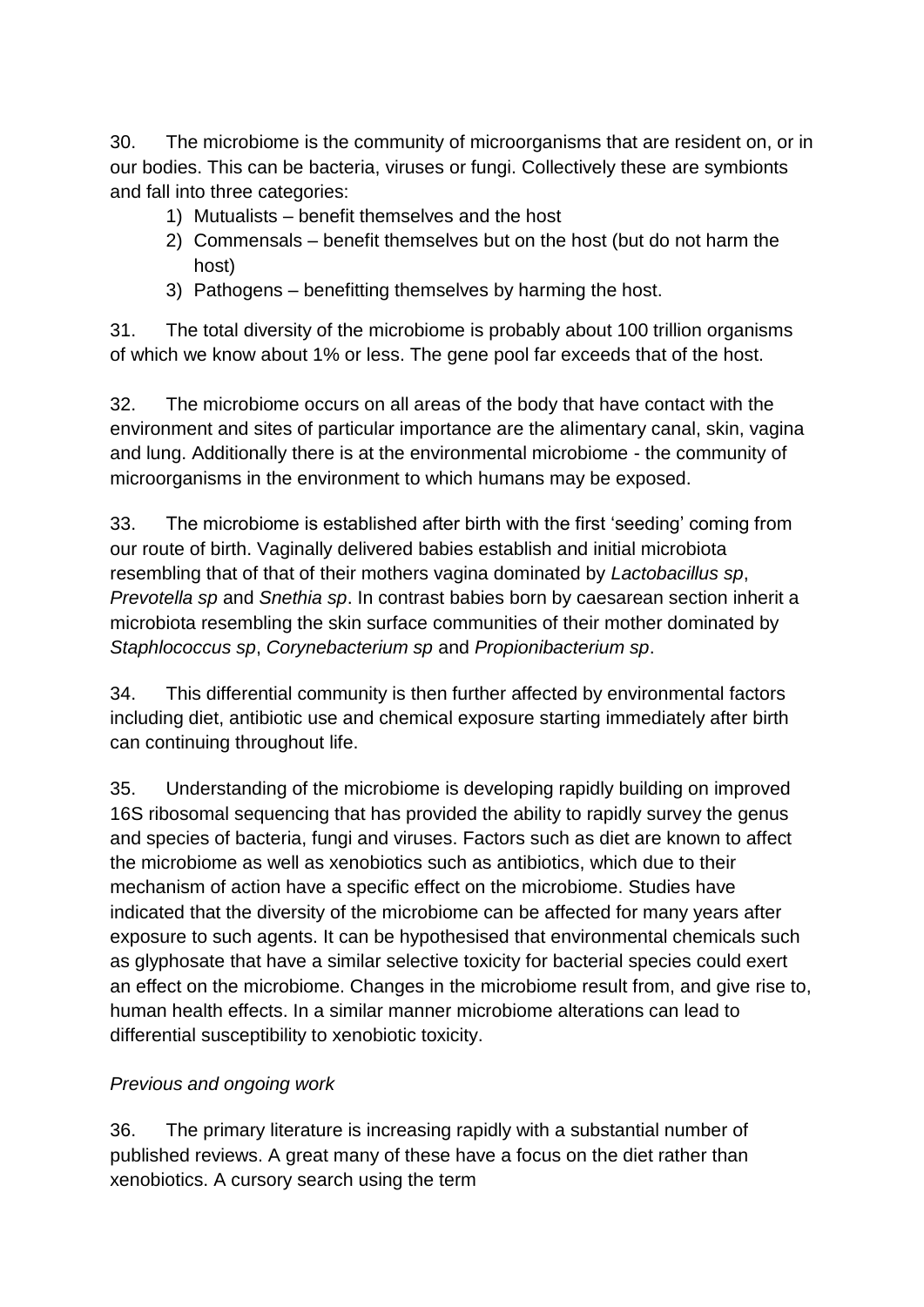30. The microbiome is the community of microorganisms that are resident on, or in our bodies. This can be bacteria, viruses or fungi. Collectively these are symbionts and fall into three categories:

1) Mutualists – benefit themselves and the host
2) Commensals – benefit themselves but on the host (but do not harm the host)
3) Pathogens – benefitting themselves by harming the host.

31. The total diversity of the microbiome is probably about 100 trillion organisms of which we know about 1% or less. The gene pool far exceeds that of the host.

32. The microbiome occurs on all areas of the body that have contact with the environment and sites of particular importance are the alimentary canal, skin, vagina and lung. Additionally there is at the environmental microbiome - the community of microorganisms in the environment to which humans may be exposed.

33. The microbiome is established after birth with the first 'seeding' coming from our route of birth. Vaginally delivered babies establish and initial microbiota resembling that of that of their mothers vagina dominated by *Lactobacillus sp*, *Prevotella sp* and *Snethia sp*. In contrast babies born by caesarean section inherit a microbiota resembling the skin surface communities of their mother dominated by *Staphlococcus sp*, *Corynebacterium sp* and *Propionibacterium sp*.

34. This differential community is then further affected by environmental factors including diet, antibiotic use and chemical exposure starting immediately after birth can continuing throughout life.

35. Understanding of the microbiome is developing rapidly building on improved 16S ribosomal sequencing that has provided the ability to rapidly survey the genus and species of bacteria, fungi and viruses. Factors such as diet are known to affect the microbiome as well as xenobiotics such as antibiotics, which due to their mechanism of action have a specific effect on the microbiome. Studies have indicated that the diversity of the microbiome can be affected for many years after exposure to such agents. It can be hypothesised that environmental chemicals such as glyphosate that have a similar selective toxicity for bacterial species could exert an effect on the microbiome. Changes in the microbiome result from, and give rise to, human health effects. In a similar manner microbiome alterations can lead to differential susceptibility to xenobiotic toxicity.

*Previous and ongoing work*

36. The primary literature is increasing rapidly with a substantial number of published reviews. A great many of these have a focus on the diet rather than xenobiotics. A cursory search using the term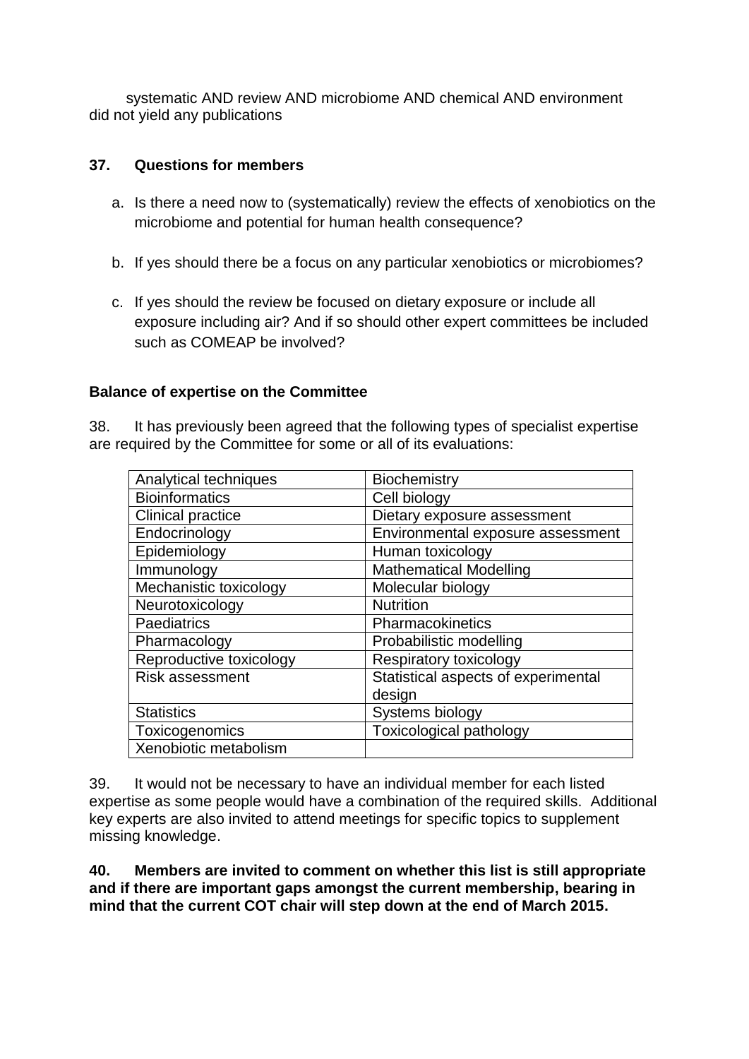systematic AND review AND microbiome AND chemical AND environment did not yield any publications

**37. Questions for members**

a. Is there a need now to (systematically) review the effects of xenobiotics on the microbiome and potential for human health consequence?

b. If yes should there be a focus on any particular xenobiotics or microbiomes?

c. If yes should the review be focused on dietary exposure or include all exposure including air? And if so should other expert committees be included such as COMEAP be involved?

**Balance of expertise on the Committee**

38. It has previously been agreed that the following types of specialist expertise are required by the Committee for some or all of its evaluations:

| | |
|---|---|
| Analytical techniques | Biochemistry |
| Bioinformatics | Cell biology |
| Clinical practice | Dietary exposure assessment |
| Endocrinology | Environmental exposure assessment |
| Epidemiology | Human toxicology |
| Immunology | Mathematical Modelling |
| Mechanistic toxicology | Molecular biology |
| Neurotoxicology | Nutrition |
| Paediatrics | Pharmacokinetics |
| Pharmacology | Probabilistic modelling |
| Reproductive toxicology | Respiratory toxicology |
| Risk assessment | Statistical aspects of experimental design |
| Statistics | Systems biology |
| Toxicogenomics | Toxicological pathology |
| Xenobiotic metabolism | |

39. It would not be necessary to have an individual member for each listed expertise as some people would have a combination of the required skills. Additional key experts are also invited to attend meetings for specific topics to supplement missing knowledge.

**40. Members are invited to comment on whether this list is still appropriate and if there are important gaps amongst the current membership, bearing in mind that the current COT chair will step down at the end of March 2015.**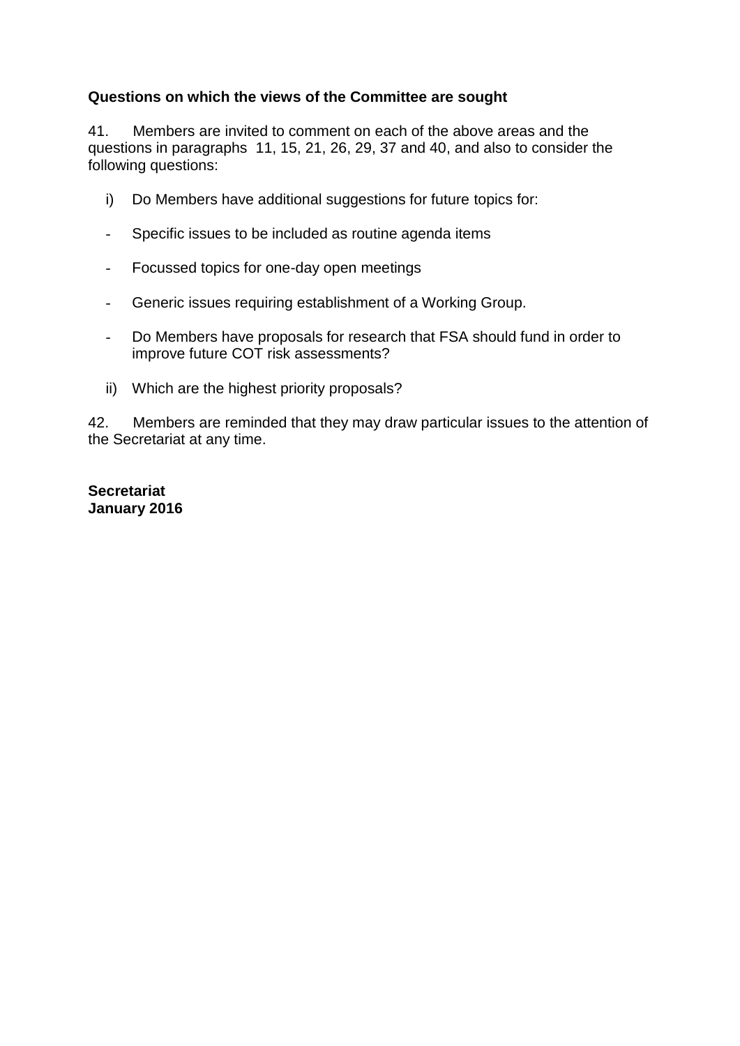**Questions on which the views of the Committee are sought**

41. Members are invited to comment on each of the above areas and the questions in paragraphs 11, 15, 21, 26, 29, 37 and 40, and also to consider the following questions:

i) Do Members have additional suggestions for future topics for:

- Specific issues to be included as routine agenda items
- Focussed topics for one-day open meetings
- Generic issues requiring establishment of a Working Group.
- Do Members have proposals for research that FSA should fund in order to improve future COT risk assessments?

ii) Which are the highest priority proposals?

42. Members are reminded that they may draw particular issues to the attention of the Secretariat at any time.

**Secretariat**
**January 2016**